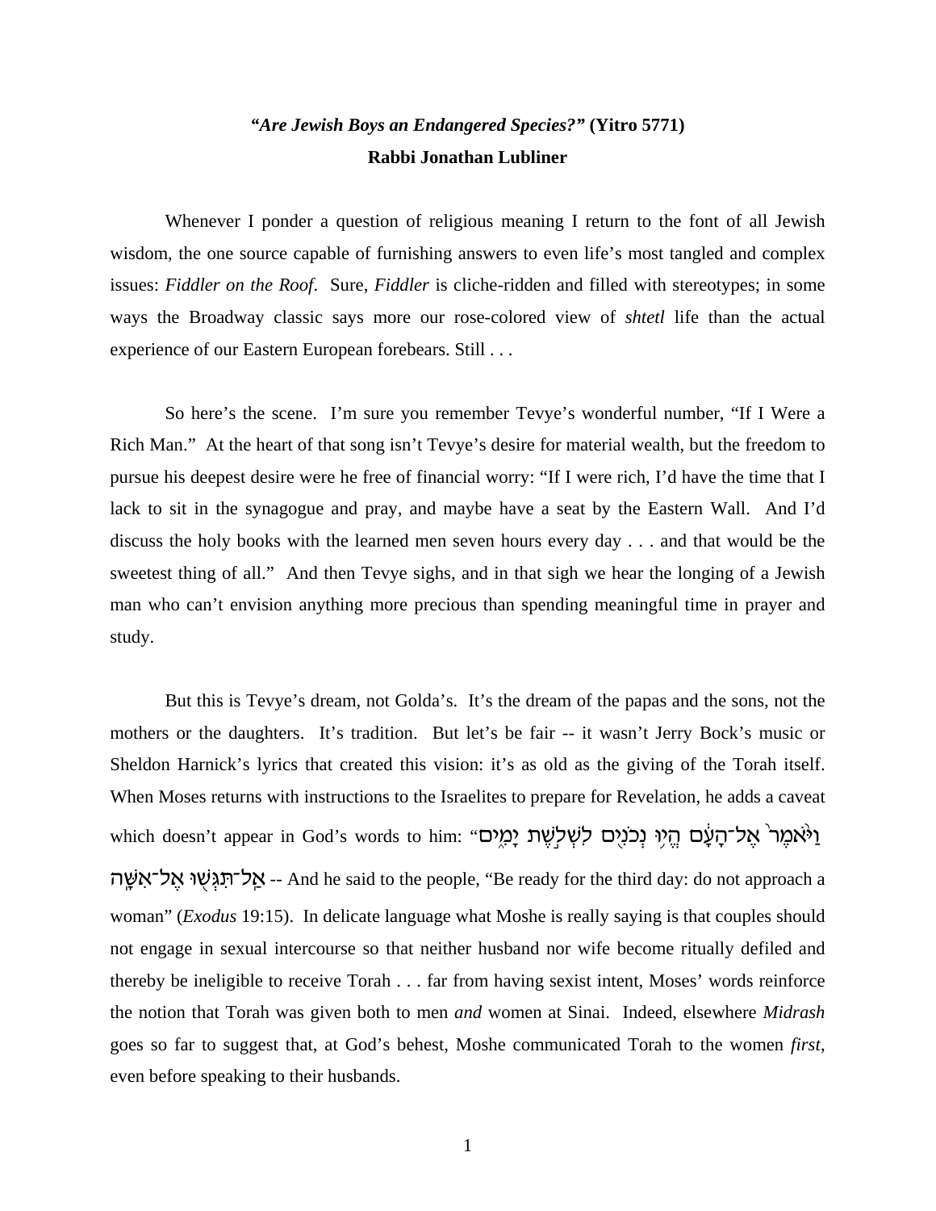***"Are Jewish Boys an Endangered Species?"* (Yitro 5771)**

**Rabbi Jonathan Lubliner**

Whenever I ponder a question of religious meaning I return to the font of all Jewish wisdom, the one source capable of furnishing answers to even life's most tangled and complex issues: *Fiddler on the Roof*. Sure, *Fiddler* is cliche-ridden and filled with stereotypes; in some ways the Broadway classic says more our rose-colored view of *shtetl* life than the actual experience of our Eastern European forebears. Still . . .

So here's the scene. I'm sure you remember Tevye's wonderful number, "If I Were a Rich Man." At the heart of that song isn't Tevye's desire for material wealth, but the freedom to pursue his deepest desire were he free of financial worry: "If I were rich, I'd have the time that I lack to sit in the synagogue and pray, and maybe have a seat by the Eastern Wall. And I'd discuss the holy books with the learned men seven hours every day . . . and that would be the sweetest thing of all." And then Tevye sighs, and in that sigh we hear the longing of a Jewish man who can't envision anything more precious than spending meaningful time in prayer and study.

But this is Tevye's dream, not Golda's. It's the dream of the papas and the sons, not the mothers or the daughters. It's tradition. But let's be fair -- it wasn't Jerry Bock's music or Sheldon Harnick's lyrics that created this vision: it's as old as the giving of the Torah itself. When Moses returns with instructions to the Israelites to prepare for Revelation, he adds a caveat which doesn't appear in God's words to him: "וַיֹּ֙אמֶר֙ אֶל־הָעָ֔ם הֱי֥וּ נְכֹנִ֖ים לִשְׁלֹ֣שֶׁת יָמִ֑ים אַֽל־תִּגְּשׁ֖וּ אֶל־אִשָּֽׁה -- And he said to the people, "Be ready for the third day: do not approach a woman" (*Exodus* 19:15). In delicate language what Moshe is really saying is that couples should not engage in sexual intercourse so that neither husband nor wife become ritually defiled and thereby be ineligible to receive Torah . . . far from having sexist intent, Moses' words reinforce the notion that Torah was given both to men *and* women at Sinai. Indeed, elsewhere *Midrash* goes so far to suggest that, at God's behest, Moshe communicated Torah to the women *first*, even before speaking to their husbands.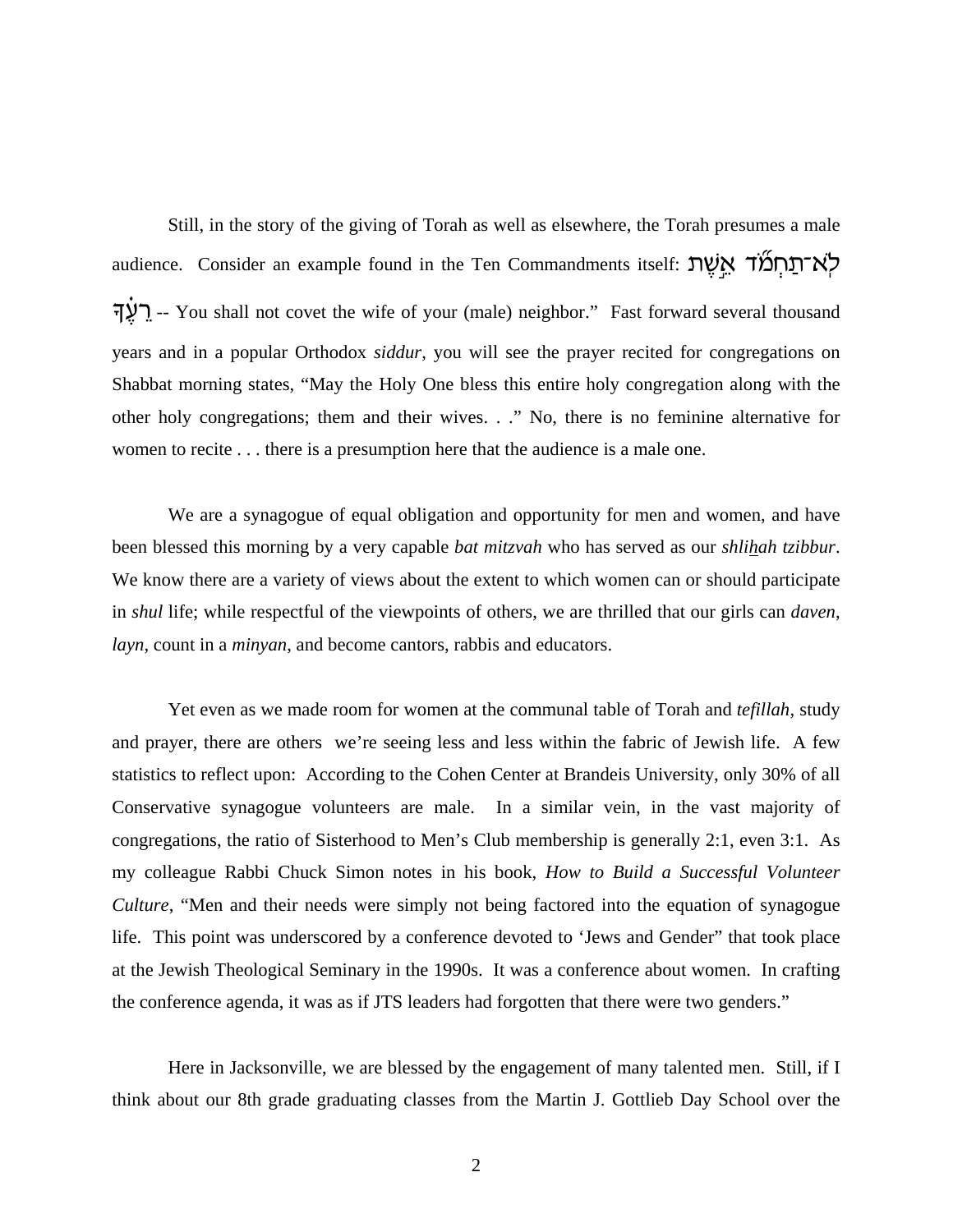Still, in the story of the giving of Torah as well as elsewhere, the Torah presumes a male audience. Consider an example found in the Ten Commandments itself: לֹא־תַחְמֹ֞ד אֵ֣שֶׁת רֵעֶ֗ךָ -- You shall not covet the wife of your (male) neighbor." Fast forward several thousand years and in a popular Orthodox *siddur*, you will see the prayer recited for congregations on Shabbat morning states, "May the Holy One bless this entire holy congregation along with the other holy congregations; them and their wives. . ." No, there is no feminine alternative for women to recite . . . there is a presumption here that the audience is a male one.

We are a synagogue of equal obligation and opportunity for men and women, and have been blessed this morning by a very capable *bat mitzvah* who has served as our *shliẖah tzibbur*. We know there are a variety of views about the extent to which women can or should participate in *shul* life; while respectful of the viewpoints of others, we are thrilled that our girls can *daven*, *layn*, count in a *minyan*, and become cantors, rabbis and educators.

Yet even as we made room for women at the communal table of Torah and *tefillah*, study and prayer, there are others we're seeing less and less within the fabric of Jewish life. A few statistics to reflect upon: According to the Cohen Center at Brandeis University, only 30% of all Conservative synagogue volunteers are male. In a similar vein, in the vast majority of congregations, the ratio of Sisterhood to Men's Club membership is generally 2:1, even 3:1. As my colleague Rabbi Chuck Simon notes in his book, *How to Build a Successful Volunteer Culture*, "Men and their needs were simply not being factored into the equation of synagogue life. This point was underscored by a conference devoted to 'Jews and Gender" that took place at the Jewish Theological Seminary in the 1990s. It was a conference about women. In crafting the conference agenda, it was as if JTS leaders had forgotten that there were two genders."

Here in Jacksonville, we are blessed by the engagement of many talented men. Still, if I think about our 8th grade graduating classes from the Martin J. Gottlieb Day School over the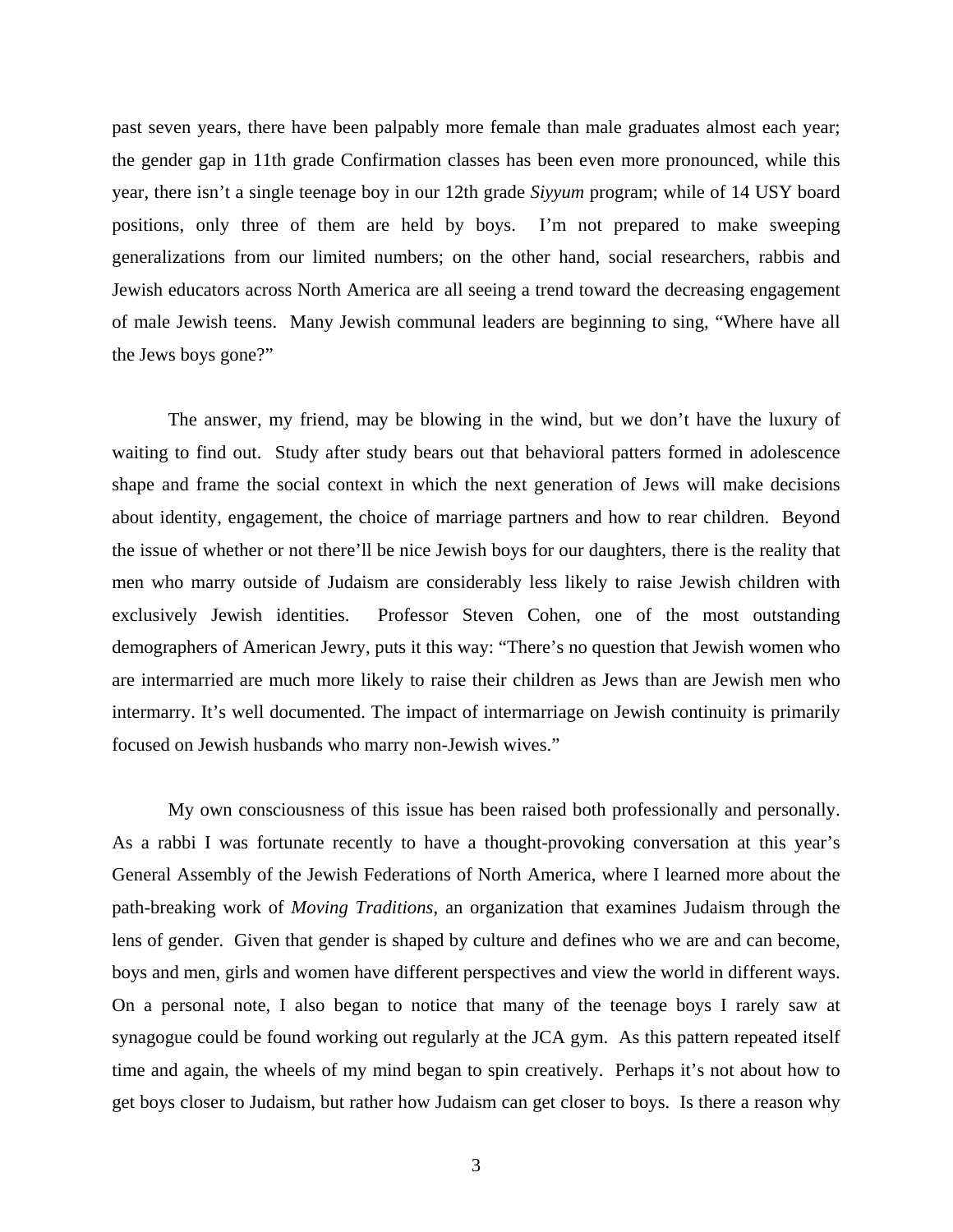past seven years, there have been palpably more female than male graduates almost each year; the gender gap in 11th grade Confirmation classes has been even more pronounced, while this year, there isn't a single teenage boy in our 12th grade *Siyyum* program; while of 14 USY board positions, only three of them are held by boys.  I'm not prepared to make sweeping generalizations from our limited numbers; on the other hand, social researchers, rabbis and Jewish educators across North America are all seeing a trend toward the decreasing engagement of male Jewish teens.  Many Jewish communal leaders are beginning to sing, "Where have all the Jews boys gone?"

The answer, my friend, may be blowing in the wind, but we don't have the luxury of waiting to find out.  Study after study bears out that behavioral patters formed in adolescence shape and frame the social context in which the next generation of Jews will make decisions about identity, engagement, the choice of marriage partners and how to rear children.  Beyond the issue of whether or not there'll be nice Jewish boys for our daughters, there is the reality that men who marry outside of Judaism are considerably less likely to raise Jewish children with exclusively Jewish identities.  Professor Steven Cohen, one of the most outstanding demographers of American Jewry, puts it this way: "There's no question that Jewish women who are intermarried are much more likely to raise their children as Jews than are Jewish men who intermarry. It's well documented. The impact of intermarriage on Jewish continuity is primarily focused on Jewish husbands who marry non-Jewish wives."

My own consciousness of this issue has been raised both professionally and personally. As a rabbi I was fortunate recently to have a thought-provoking conversation at this year's General Assembly of the Jewish Federations of North America, where I learned more about the path-breaking work of *Moving Traditions*, an organization that examines Judaism through the lens of gender.  Given that gender is shaped by culture and defines who we are and can become, boys and men, girls and women have different perspectives and view the world in different ways. On a personal note, I also began to notice that many of the teenage boys I rarely saw at synagogue could be found working out regularly at the JCA gym.  As this pattern repeated itself time and again, the wheels of my mind began to spin creatively.  Perhaps it's not about how to get boys closer to Judaism, but rather how Judaism can get closer to boys.  Is there a reason why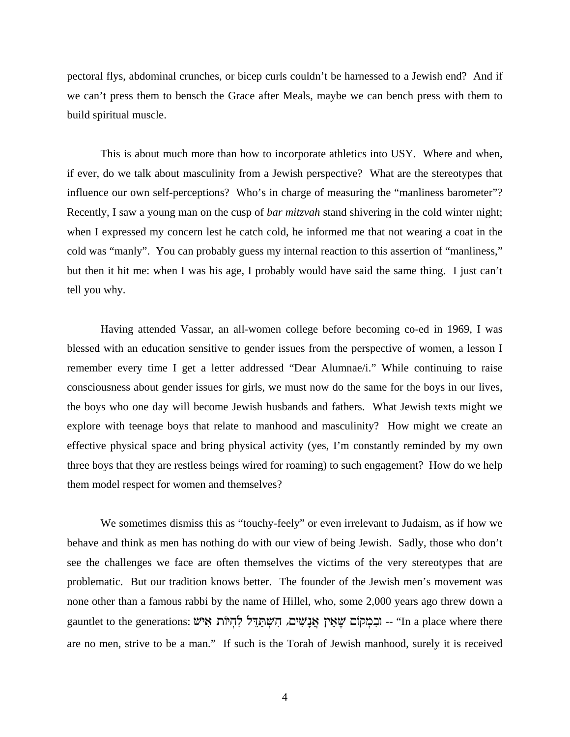pectoral flys, abdominal crunches, or bicep curls couldn't be harnessed to a Jewish end? And if we can't press them to bensch the Grace after Meals, maybe we can bench press with them to build spiritual muscle.

This is about much more than how to incorporate athletics into USY. Where and when, if ever, do we talk about masculinity from a Jewish perspective? What are the stereotypes that influence our own self-perceptions? Who's in charge of measuring the "manliness barometer"? Recently, I saw a young man on the cusp of *bar mitzvah* stand shivering in the cold winter night; when I expressed my concern lest he catch cold, he informed me that not wearing a coat in the cold was "manly". You can probably guess my internal reaction to this assertion of "manliness," but then it hit me: when I was his age, I probably would have said the same thing. I just can't tell you why.

Having attended Vassar, an all-women college before becoming co-ed in 1969, I was blessed with an education sensitive to gender issues from the perspective of women, a lesson I remember every time I get a letter addressed "Dear Alumnae/i." While continuing to raise consciousness about gender issues for girls, we must now do the same for the boys in our lives, the boys who one day will become Jewish husbands and fathers. What Jewish texts might we explore with teenage boys that relate to manhood and masculinity? How might we create an effective physical space and bring physical activity (yes, I'm constantly reminded by my own three boys that they are restless beings wired for roaming) to such engagement? How do we help them model respect for women and themselves?

We sometimes dismiss this as "touchy-feely" or even irrelevant to Judaism, as if how we behave and think as men has nothing do with our view of being Jewish. Sadly, those who don't see the challenges we face are often themselves the victims of the very stereotypes that are problematic. But our tradition knows better. The founder of the Jewish men's movement was none other than a famous rabbi by the name of Hillel, who, some 2,000 years ago threw down a gauntlet to the generations: וּבְמְקוֹם שֶׁאֵין אֲנָשִׁים, הִשְׁתַּדֵּל לִהְיוֹת אִישׁ -- "In a place where there are no men, strive to be a man." If such is the Torah of Jewish manhood, surely it is received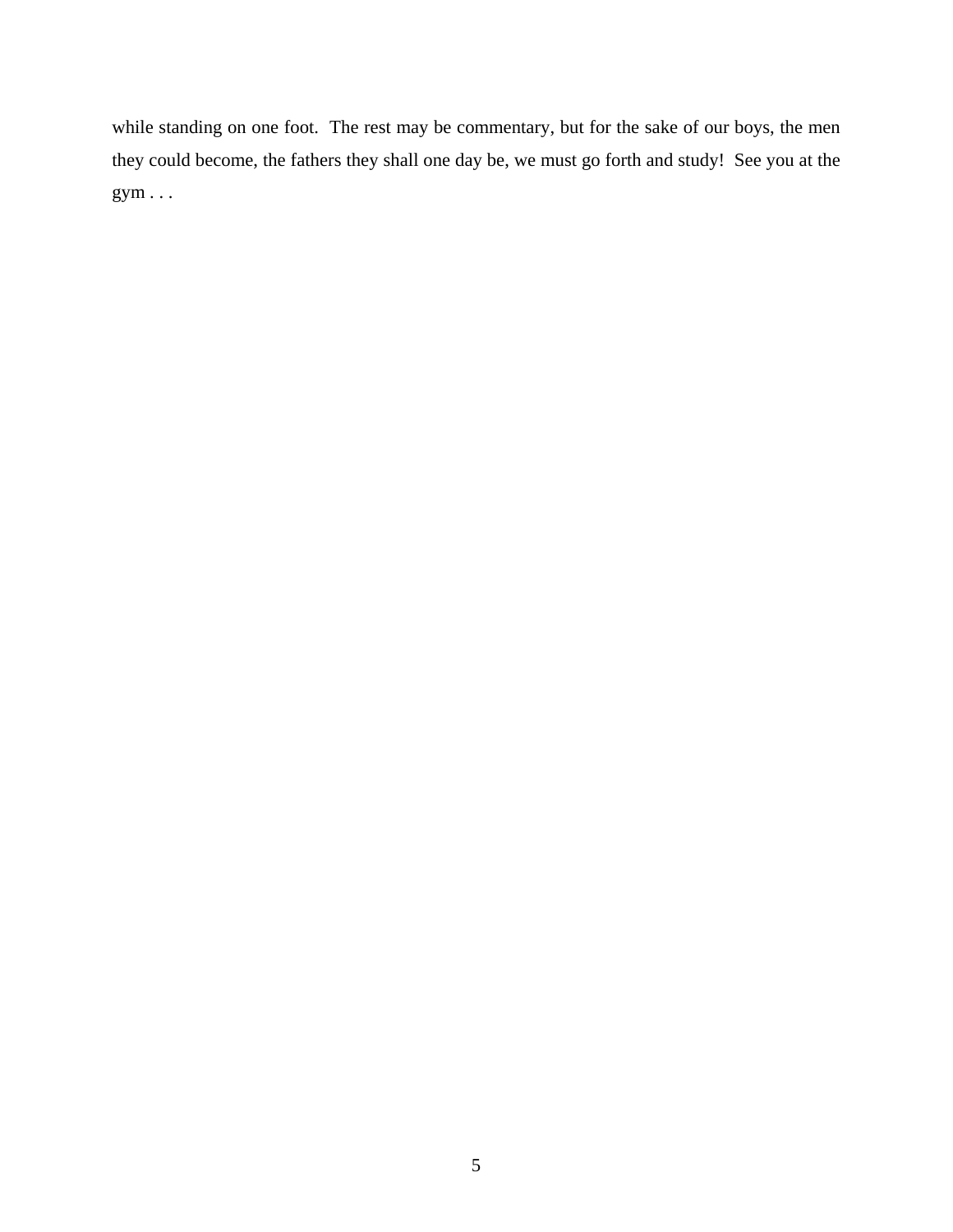while standing on one foot. The rest may be commentary, but for the sake of our boys, the men they could become, the fathers they shall one day be, we must go forth and study! See you at the gym . . .